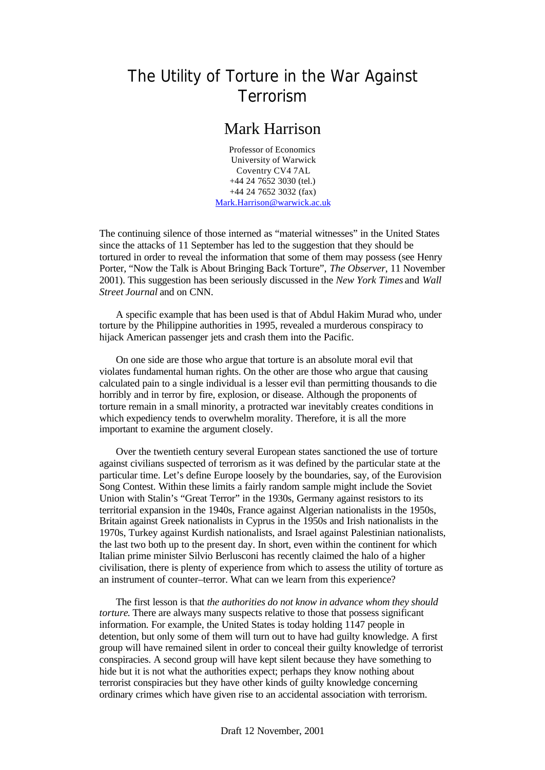# The Utility of Torture in the War Against Terrorism

## Mark Harrison

Professor of Economics
University of Warwick
Coventry CV4 7AL
+44 24 7652 3030 (tel.)
+44 24 7652 3032 (fax)
Mark.Harrison@warwick.ac.uk

The continuing silence of those interned as "material witnesses" in the United States since the attacks of 11 September has led to the suggestion that they should be tortured in order to reveal the information that some of them may possess (see Henry Porter, "Now the Talk is About Bringing Back Torture", *The Observer*, 11 November 2001). This suggestion has been seriously discussed in the *New York Times* and *Wall Street Journal* and on CNN.

A specific example that has been used is that of Abdul Hakim Murad who, under torture by the Philippine authorities in 1995, revealed a murderous conspiracy to hijack American passenger jets and crash them into the Pacific.

On one side are those who argue that torture is an absolute moral evil that violates fundamental human rights. On the other are those who argue that causing calculated pain to a single individual is a lesser evil than permitting thousands to die horribly and in terror by fire, explosion, or disease. Although the proponents of torture remain in a small minority, a protracted war inevitably creates conditions in which expediency tends to overwhelm morality. Therefore, it is all the more important to examine the argument closely.

Over the twentieth century several European states sanctioned the use of torture against civilians suspected of terrorism as it was defined by the particular state at the particular time. Let's define Europe loosely by the boundaries, say, of the Eurovision Song Contest. Within these limits a fairly random sample might include the Soviet Union with Stalin's "Great Terror" in the 1930s, Germany against resistors to its territorial expansion in the 1940s, France against Algerian nationalists in the 1950s, Britain against Greek nationalists in Cyprus in the 1950s and Irish nationalists in the 1970s, Turkey against Kurdish nationalists, and Israel against Palestinian nationalists, the last two both up to the present day. In short, even within the continent for which Italian prime minister Silvio Berlusconi has recently claimed the halo of a higher civilisation, there is plenty of experience from which to assess the utility of torture as an instrument of counter–terror. What can we learn from this experience?

The first lesson is that *the authorities do not know in advance whom they should torture*. There are always many suspects relative to those that possess significant information. For example, the United States is today holding 1147 people in detention, but only some of them will turn out to have had guilty knowledge. A first group will have remained silent in order to conceal their guilty knowledge of terrorist conspiracies. A second group will have kept silent because they have something to hide but it is not what the authorities expect; perhaps they know nothing about terrorist conspiracies but they have other kinds of guilty knowledge concerning ordinary crimes which have given rise to an accidental association with terrorism.

Draft 12 November, 2001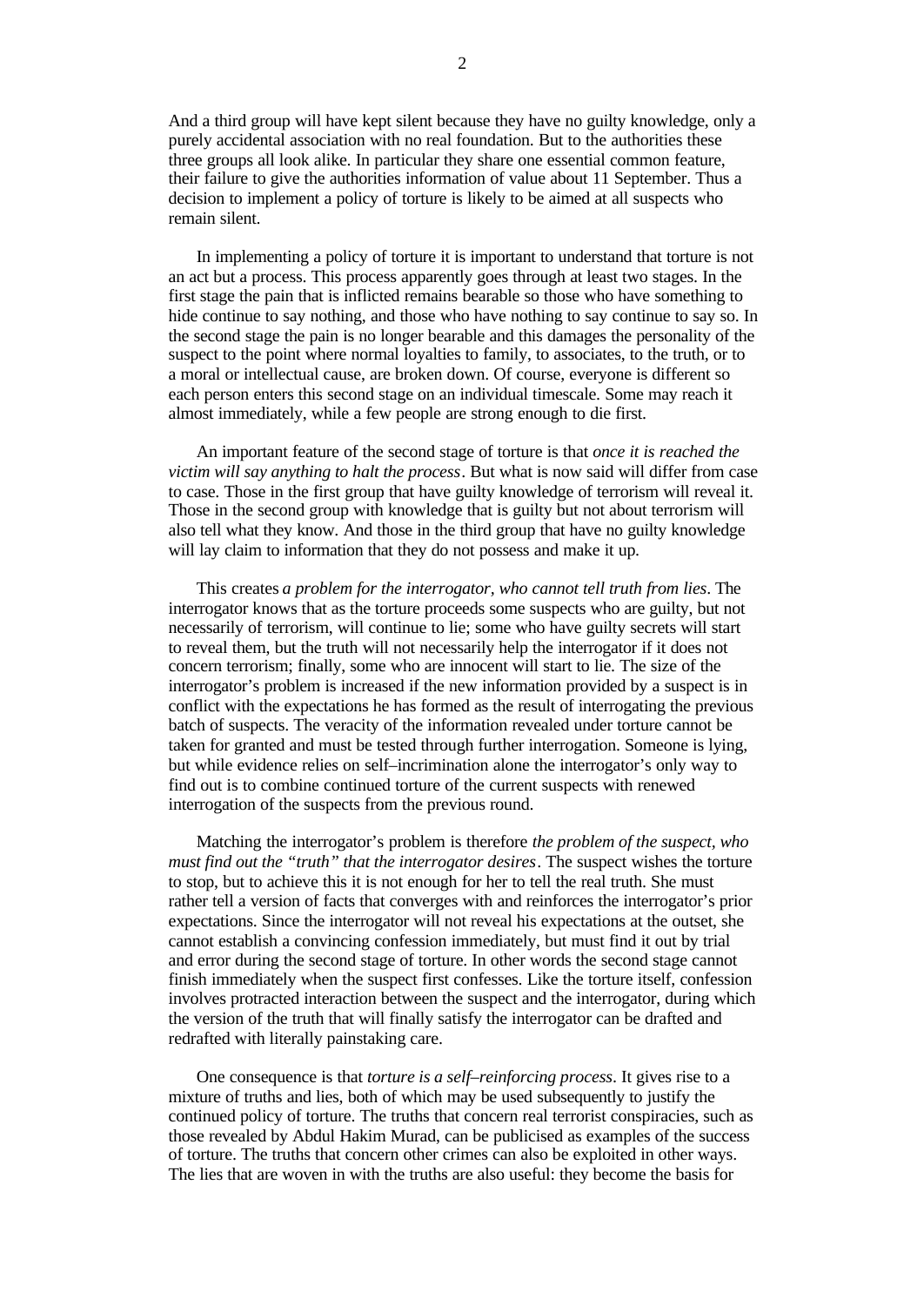And a third group will have kept silent because they have no guilty knowledge, only a purely accidental association with no real foundation. But to the authorities these three groups all look alike. In particular they share one essential common feature, their failure to give the authorities information of value about 11 September. Thus a decision to implement a policy of torture is likely to be aimed at all suspects who remain silent.

In implementing a policy of torture it is important to understand that torture is not an act but a process. This process apparently goes through at least two stages. In the first stage the pain that is inflicted remains bearable so those who have something to hide continue to say nothing, and those who have nothing to say continue to say so. In the second stage the pain is no longer bearable and this damages the personality of the suspect to the point where normal loyalties to family, to associates, to the truth, or to a moral or intellectual cause, are broken down. Of course, everyone is different so each person enters this second stage on an individual timescale. Some may reach it almost immediately, while a few people are strong enough to die first.

An important feature of the second stage of torture is that *once it is reached the victim will say anything to halt the process*. But what is now said will differ from case to case. Those in the first group that have guilty knowledge of terrorism will reveal it. Those in the second group with knowledge that is guilty but not about terrorism will also tell what they know. And those in the third group that have no guilty knowledge will lay claim to information that they do not possess and make it up.

This creates *a problem for the interrogator, who cannot tell truth from lies*. The interrogator knows that as the torture proceeds some suspects who are guilty, but not necessarily of terrorism, will continue to lie; some who have guilty secrets will start to reveal them, but the truth will not necessarily help the interrogator if it does not concern terrorism; finally, some who are innocent will start to lie. The size of the interrogator's problem is increased if the new information provided by a suspect is in conflict with the expectations he has formed as the result of interrogating the previous batch of suspects. The veracity of the information revealed under torture cannot be taken for granted and must be tested through further interrogation. Someone is lying, but while evidence relies on self–incrimination alone the interrogator's only way to find out is to combine continued torture of the current suspects with renewed interrogation of the suspects from the previous round.

Matching the interrogator's problem is therefore *the problem of the suspect, who must find out the "truth" that the interrogator desires*. The suspect wishes the torture to stop, but to achieve this it is not enough for her to tell the real truth. She must rather tell a version of facts that converges with and reinforces the interrogator's prior expectations. Since the interrogator will not reveal his expectations at the outset, she cannot establish a convincing confession immediately, but must find it out by trial and error during the second stage of torture. In other words the second stage cannot finish immediately when the suspect first confesses. Like the torture itself, confession involves protracted interaction between the suspect and the interrogator, during which the version of the truth that will finally satisfy the interrogator can be drafted and redrafted with literally painstaking care.

One consequence is that *torture is a self–reinforcing process*. It gives rise to a mixture of truths and lies, both of which may be used subsequently to justify the continued policy of torture. The truths that concern real terrorist conspiracies, such as those revealed by Abdul Hakim Murad, can be publicised as examples of the success of torture. The truths that concern other crimes can also be exploited in other ways. The lies that are woven in with the truths are also useful: they become the basis for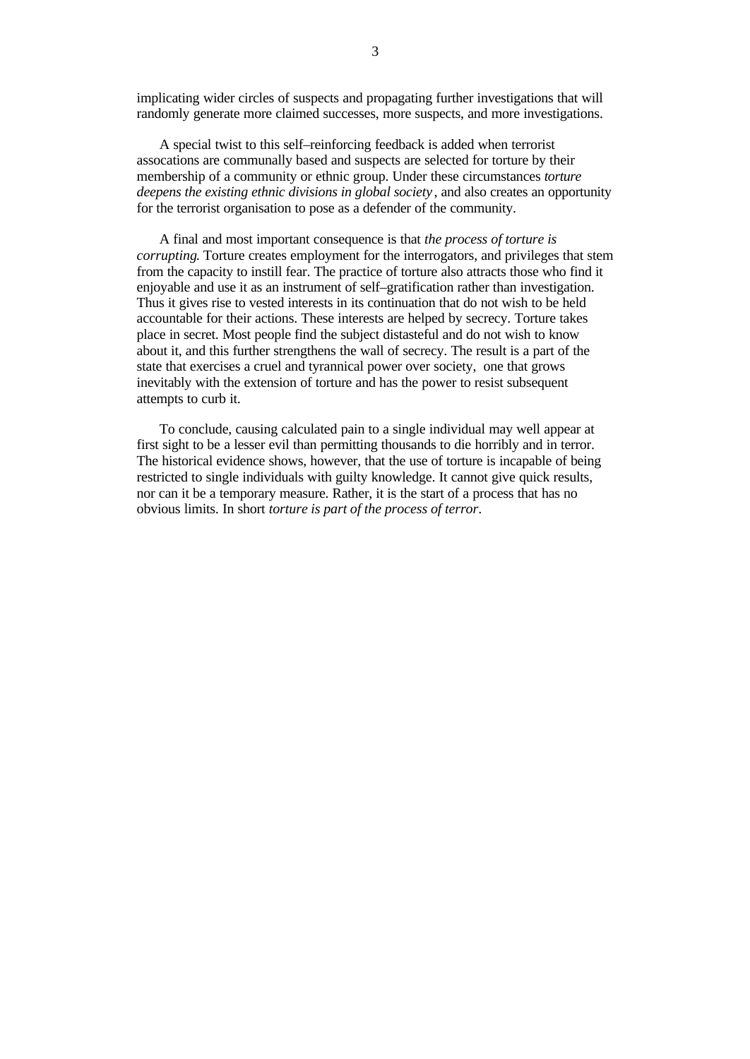implicating wider circles of suspects and propagating further investigations that will randomly generate more claimed successes, more suspects, and more investigations.

A special twist to this self–reinforcing feedback is added when terrorist assocations are communally based and suspects are selected for torture by their membership of a community or ethnic group. Under these circumstances *torture deepens the existing ethnic divisions in global society*, and also creates an opportunity for the terrorist organisation to pose as a defender of the community.

A final and most important consequence is that *the process of torture is corrupting.* Torture creates employment for the interrogators, and privileges that stem from the capacity to instill fear. The practice of torture also attracts those who find it enjoyable and use it as an instrument of self–gratification rather than investigation. Thus it gives rise to vested interests in its continuation that do not wish to be held accountable for their actions. These interests are helped by secrecy. Torture takes place in secret. Most people find the subject distasteful and do not wish to know about it, and this further strengthens the wall of secrecy. The result is a part of the state that exercises a cruel and tyrannical power over society, one that grows inevitably with the extension of torture and has the power to resist subsequent attempts to curb it.

To conclude, causing calculated pain to a single individual may well appear at first sight to be a lesser evil than permitting thousands to die horribly and in terror. The historical evidence shows, however, that the use of torture is incapable of being restricted to single individuals with guilty knowledge. It cannot give quick results, nor can it be a temporary measure. Rather, it is the start of a process that has no obvious limits. In short *torture is part of the process of terror*.